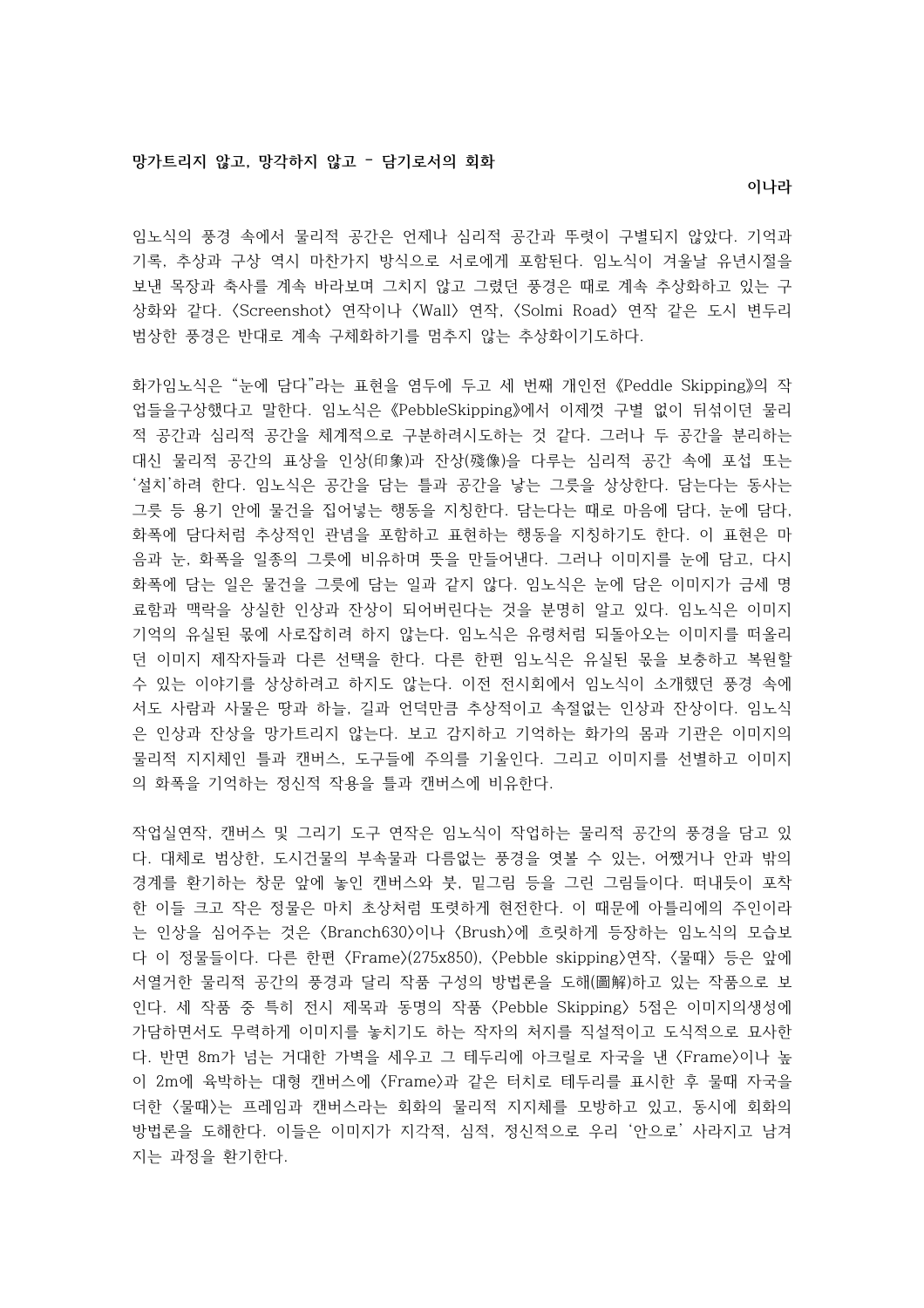**망가트리지 않고, 망각하지 않고 – 담기로서의 회화**

**이나라**

임노식의 풍경 속에서 물리적 공간은 언제나 심리적 공간과 뚜렷이 구별되지 않았다. 기억과 기록, 추상과 구상 역시 마찬가지 방식으로 서로에게 포함된다. 임노식이 겨울날 유년시절을 보낸 목장과 축사를 계속 바라보며 그치지 않고 그렸던 풍경은 때로 계속 추상화하고 있는 구상화와 같다. 〈Screenshot〉 연작이나 〈Wall〉 연작, 〈Solmi Road〉 연작 같은 도시 변두리 범상한 풍경은 반대로 계속 구체화하기를 멈추지 않는 추상화이기도하다.

화가임노식은 "눈에 담다"라는 표현을 염두에 두고 세 번째 개인전 《Peddle Skipping》의 작업들을구상했다고 말한다. 임노식은 《PebbleSkipping》에서 이제껏 구별 없이 뒤섞이던 물리적 공간과 심리적 공간을 체계적으로 구분하려시도하는 것 같다. 그러나 두 공간을 분리하는 대신 물리적 공간의 표상을 인상(印象)과 잔상(殘像)을 다루는 심리적 공간 속에 포섭 또는 '설치'하려 한다. 임노식은 공간을 담는 틀과 공간을 낳는 그릇을 상상한다. 담는다는 동사는 그릇 등 용기 안에 물건을 집어넣는 행동을 지칭한다. 담는다는 때로 마음에 담다, 눈에 담다, 화폭에 담다처럼 추상적인 관념을 포함하고 표현하는 행동을 지칭하기도 한다. 이 표현은 마음과 눈, 화폭을 일종의 그릇에 비유하며 뜻을 만들어낸다. 그러나 이미지를 눈에 담고, 다시 화폭에 담는 일은 물건을 그릇에 담는 일과 같지 않다. 임노식은 눈에 담은 이미지가 금세 명료함과 맥락을 상실한 인상과 잔상이 되어버린다는 것을 분명히 알고 있다. 임노식은 이미지 기억의 유실된 몫에 사로잡히려 하지 않는다. 임노식은 유령처럼 되돌아오는 이미지를 떠올리던 이미지 제작자들과 다른 선택을 한다. 다른 한편 임노식은 유실된 몫을 보충하고 복원할 수 있는 이야기를 상상하려고 하지도 않는다. 이전 전시회에서 임노식이 소개했던 풍경 속에서도 사람과 사물은 땅과 하늘, 길과 언덕만큼 추상적이고 속절없는 인상과 잔상이다. 임노식은 인상과 잔상을 망가트리지 않는다. 보고 감지하고 기억하는 화가의 몸과 기관은 이미지의 물리적 지지체인 틀과 캔버스, 도구들에 주의를 기울인다. 그리고 이미지를 선별하고 이미지의 화폭을 기억하는 정신적 작용을 틀과 캔버스에 비유한다.

작업실연작, 캔버스 및 그리기 도구 연작은 임노식이 작업하는 물리적 공간의 풍경을 담고 있다. 대체로 범상한, 도시건물의 부속물과 다름없는 풍경을 엿볼 수 있는, 어쨌거나 안과 밖의 경계를 환기하는 창문 앞에 놓인 캔버스와 붓, 밑그림 등을 그린 그림들이다. 떠내듯이 포착한 이들 크고 작은 정물은 마치 초상처럼 또렷하게 현전한다. 이 때문에 아틀리에의 주인이라는 인상을 심어주는 것은 〈Branch630〉이나 〈Brush〉에 흐릿하게 등장하는 임노식의 모습보다 이 정물들이다. 다른 한편 〈Frame〉(275x850), 〈Pebble skipping〉연작, 〈물때〉 등은 앞에 서열거한 물리적 공간의 풍경과 달리 작품 구성의 방법론을 도해(圖解)하고 있는 작품으로 보인다. 세 작품 중 특히 전시 제목과 동명의 작품 〈Pebble Skipping〉 5점은 이미지의생성에 가담하면서도 무력하게 이미지를 놓치기도 하는 작자의 처지를 직설적이고 도식적으로 묘사한다. 반면 8m가 넘는 거대한 가벽을 세우고 그 테두리에 아크릴로 자국을 낸 〈Frame〉이나 높이 2m에 육박하는 대형 캔버스에 〈Frame〉과 같은 터치로 테두리를 표시한 후 물때 자국을 더한 〈물때〉는 프레임과 캔버스라는 회화의 물리적 지지체를 모방하고 있고, 동시에 회화의 방법론을 도해한다. 이들은 이미지가 지각적, 심적, 정신적으로 우리 '안으로' 사라지고 남겨지는 과정을 환기한다.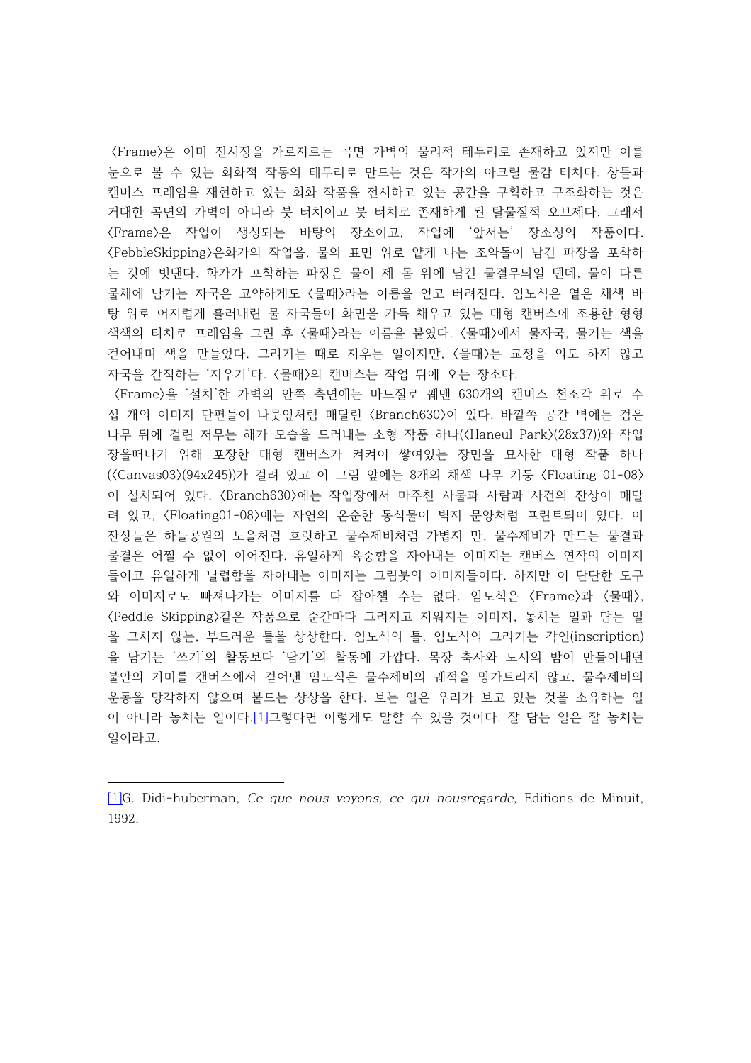〈Frame〉은 이미 전시장을 가로지르는 곡면 가벽의 물리적 테두리로 존재하고 있지만 이를 눈으로 볼 수 있는 회화적 작동의 테두리로 만드는 것은 작가의 아크릴 물감 터치다. 창틀과 캔버스 프레임을 재현하고 있는 회화 작품을 전시하고 있는 공간을 구획하고 구조화하는 것은 거대한 곡면의 가벽이 아니라 붓 터치이고 붓 터치로 존재하게 된 탈물질적 오브제다. 그래서 〈Frame〉은 작업이 생성되는 바탕의 장소이고, 작업에 '앞서는' 장소성의 작품이다. 〈PebbleSkipping〉은화가의 작업을, 물의 표면 위로 얕게 나는 조약돌이 남긴 파장을 포착하는 것에 빗댄다. 화가가 포착하는 파장은 물이 제 몸 위에 남긴 물결무늬일 텐데, 물이 다른 물체에 남기는 자국은 고약하게도 〈물때〉라는 이름을 얻고 버려진다. 임노식은 옅은 채색 바탕 위로 어지럽게 흘러내린 물 자국들이 화면을 가득 채우고 있는 대형 캔버스에 조용한 형형색색의 터치로 프레임을 그린 후 〈물때〉라는 이름을 붙였다. 〈물때〉에서 물자국, 물기는 색을 걷어내며 색을 만들었다. 그리기는 때로 지우는 일이지만, 〈물때〉는 교정을 의도 하지 않고 자국을 간직하는 '지우기'다. 〈물때〉의 캔버스는 작업 뒤에 오는 장소다.

〈Frame〉을 '설치'한 가벽의 안쪽 측면에는 바느질로 꿰맨 630개의 캔버스 천조각 위로 수십 개의 이미지 단편들이 나뭇잎처럼 매달린 〈Branch630〉이 있다. 바깥쪽 공간 벽에는 검은 나무 뒤에 걸린 저무는 해가 모습을 드러내는 소형 작품 하나(〈Haneul Park〉(28x37))와 작업장을떠나기 위해 포장한 대형 캔버스가 켜켜이 쌓여있는 장면을 묘사한 대형 작품 하나(〈Canvas03〉(94x245))가 걸려 있고 이 그림 앞에는 8개의 채색 나무 기둥 〈Floating 01-08〉이 설치되어 있다. 〈Branch630〉에는 작업장에서 마주친 사물과 사람과 사건의 잔상이 매달려 있고, 〈Floating01-08〉에는 자연의 온순한 동식물이 벽지 문양처럼 프린트되어 있다. 이 잔상들은 하늘공원의 노을처럼 흐릿하고 물수제비처럼 가볍지 만, 물수제비가 만드는 물결과 물결은 어쩔 수 없이 이어진다. 유일하게 육중함을 자아내는 이미지는 캔버스 연작의 이미지들이고 유일하게 날렵함을 자아내는 이미지는 그림붓의 이미지들이다. 하지만 이 단단한 도구와 이미지로도 빠져나가는 이미지를 다 잡아챌 수는 없다. 임노식은 〈Frame〉과 〈물때〉, 〈Peddle Skipping〉같은 작품으로 순간마다 그려지고 지워지는 이미지, 놓치는 일과 담는 일을 그치지 않는, 부드러운 틀을 상상한다. 임노식의 틀, 임노식의 그리기는 각인(inscription)을 남기는 '쓰기'의 활동보다 '담기'의 활동에 가깝다. 목장 축사와 도시의 밤이 만들어내던 불안의 기미를 캔버스에서 걷어낸 임노식은 물수제비의 궤적을 망가트리지 않고, 물수제비의 운동을 망각하지 않으며 붙드는 상상을 한다. 보는 일은 우리가 보고 있는 것을 소유하는 일이 아니라 놓치는 일이다.[1]그렇다면 이렇게도 말할 수 있을 것이다. 잘 담는 일은 잘 놓치는 일이라고.

---

[1]G. Didi-huberman, *Ce que nous voyons, ce qui nousregarde*, Editions de Minuit, 1992.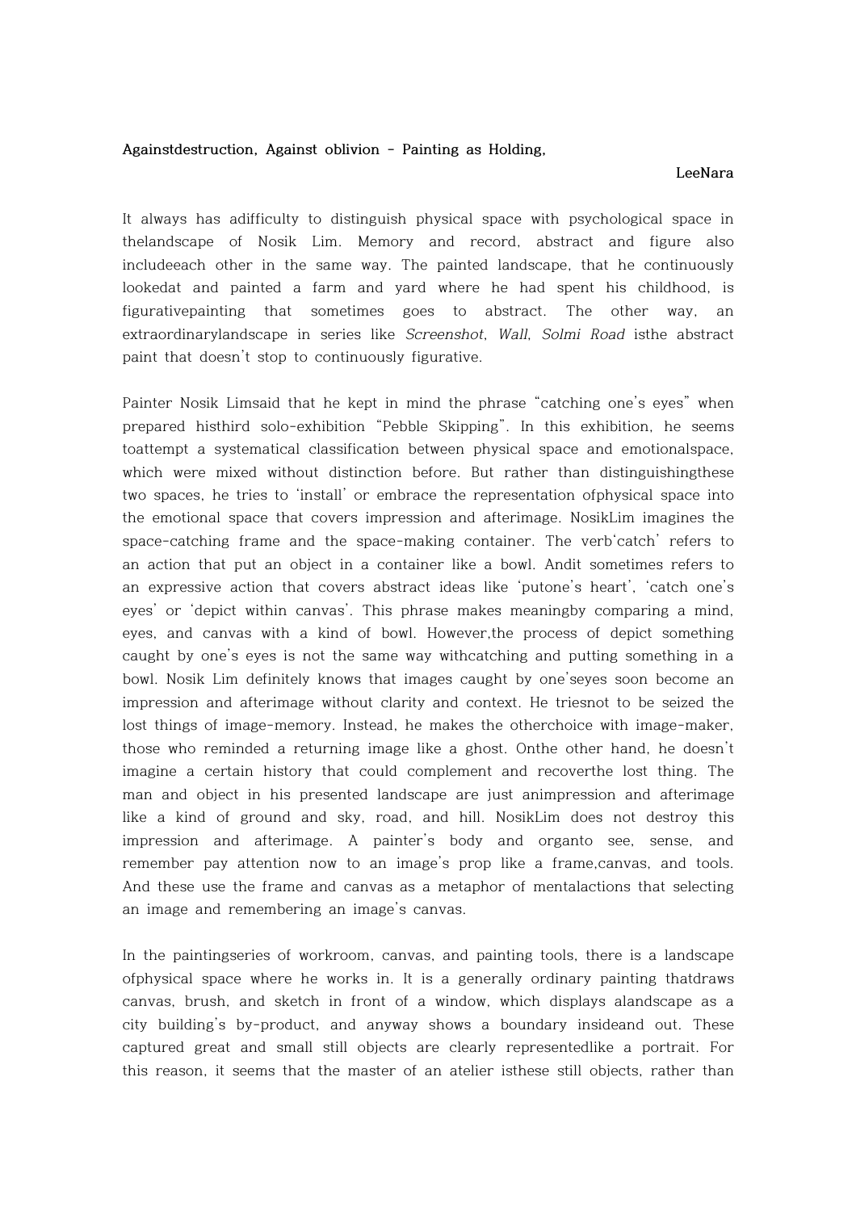**Againstdestruction, Against oblivion - Painting as Holding,**

**LeeNara**

It always has adifficulty to distinguish physical space with psychological space in thelandscape of Nosik Lim. Memory and record, abstract and figure also includeeach other in the same way. The painted landscape, that he continuously lookedat and painted a farm and yard where he had spent his childhood, is figurativepainting that sometimes goes to abstract. The other way, an extraordinarylandscape in series like *Screenshot*, *Wall*, *Solmi Road* isthe abstract paint that doesn't stop to continuously figurative.

Painter Nosik Limsaid that he kept in mind the phrase “catching one's eyes” when prepared histhird solo-exhibition “Pebble Skipping”. In this exhibition, he seems toattempt a systematical classification between physical space and emotionalspace, which were mixed without distinction before. But rather than distinguishingthese two spaces, he tries to ‘install’ or embrace the representation ofphysical space into the emotional space that covers impression and afterimage. NosikLim imagines the space-catching frame and the space-making container. The verb‘catch’ refers to an action that put an object in a container like a bowl. Andit sometimes refers to an expressive action that covers abstract ideas like ‘putone's heart’, ‘catch one's eyes’ or ‘depict within canvas’. This phrase makes meaningby comparing a mind, eyes, and canvas with a kind of bowl. However,the process of depict something caught by one's eyes is not the same way withcatching and putting something in a bowl. Nosik Lim definitely knows that images caught by one'seyes soon become an impression and afterimage without clarity and context. He triesnot to be seized the lost things of image-memory. Instead, he makes the otherchoice with image-maker, those who reminded a returning image like a ghost. Onthe other hand, he doesn't imagine a certain history that could complement and recoverthe lost thing. The man and object in his presented landscape are just animpression and afterimage like a kind of ground and sky, road, and hill. NosikLim does not destroy this impression and afterimage. A painter's body and organto see, sense, and remember pay attention now to an image's prop like a frame,canvas, and tools. And these use the frame and canvas as a metaphor of mentalactions that selecting an image and remembering an image's canvas.

In the paintingseries of workroom, canvas, and painting tools, there is a landscape ofphysical space where he works in. It is a generally ordinary painting thatdraws canvas, brush, and sketch in front of a window, which displays alandscape as a city building's by-product, and anyway shows a boundary insideand out. These captured great and small still objects are clearly representedlike a portrait. For this reason, it seems that the master of an atelier isthese still objects, rather than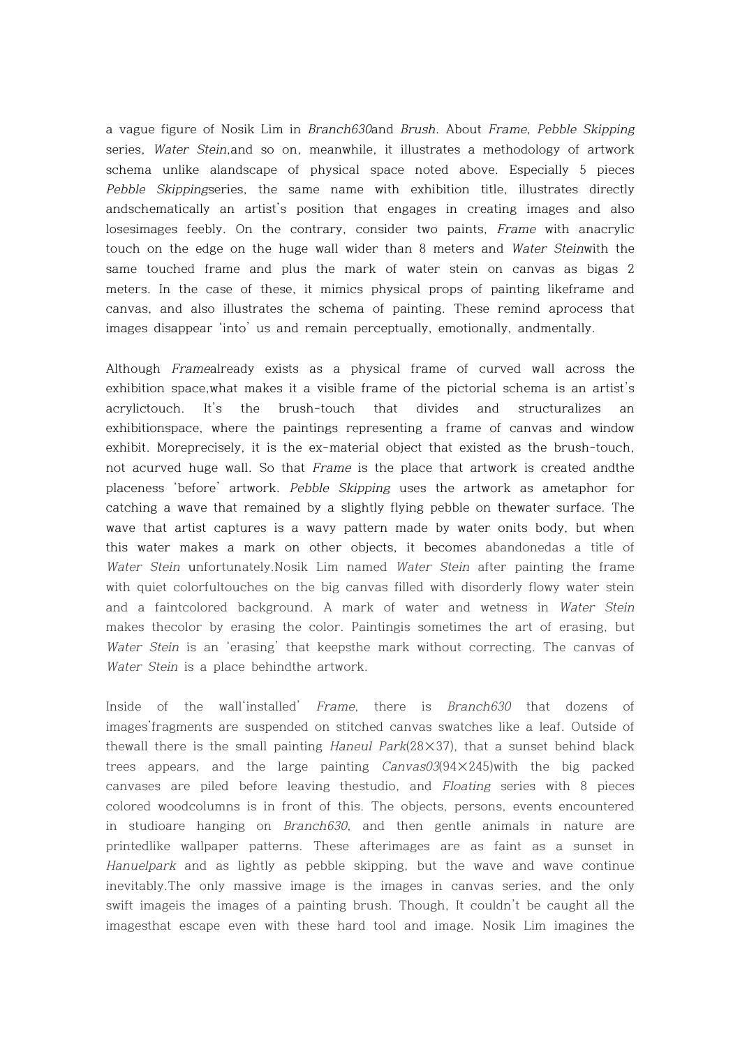a vague figure of Nosik Lim in *Branch630*and *Brush*. About *Frame*, *Pebble Skipping* series, *Water Stein*,and so on, meanwhile, it illustrates a methodology of artwork schema unlike alandscape of physical space noted above. Especially 5 pieces *Pebble Skipping*series, the same name with exhibition title, illustrates directly andschematically an artist's position that engages in creating images and also losesimages feebly. On the contrary, consider two paints, *Frame* with anacrylic touch on the edge on the huge wall wider than 8 meters and *Water Stein*with the same touched frame and plus the mark of water stein on canvas as bigas 2 meters. In the case of these, it mimics physical props of painting likeframe and canvas, and also illustrates the schema of painting. These remind aprocess that images disappear 'into' us and remain perceptually, emotionally, andmentally.

Although *Frame*already exists as a physical frame of curved wall across the exhibition space,what makes it a visible frame of the pictorial schema is an artist's acrylictouch. It's the brush-touch that divides and structuralizes an exhibitionspace, where the paintings representing a frame of canvas and window exhibit. Moreprecisely, it is the ex-material object that existed as the brush-touch, not acurved huge wall. So that *Frame* is the place that artwork is created andthe placeness 'before' artwork. *Pebble Skipping* uses the artwork as ametaphor for catching a wave that remained by a slightly flying pebble on thewater surface. The wave that artist captures is a wavy pattern made by water onits body, but when this water makes a mark on other objects, it becomes abandonedas a title of *Water Stein* unfortunately.Nosik Lim named *Water Stein* after painting the frame with quiet colorfultouches on the big canvas filled with disorderly flowy water stein and a faintcolored background. A mark of water and wetness in *Water Stein* makes thecolor by erasing the color. Paintingis sometimes the art of erasing, but *Water Stein* is an 'erasing' that keepsthe mark without correcting. The canvas of *Water Stein* is a place behindthe artwork.

Inside of the wall'installed' *Frame*, there is *Branch630* that dozens of images'fragments are suspended on stitched canvas swatches like a leaf. Outside of thewall there is the small painting *Haneul Park*(28×37), that a sunset behind black trees appears, and the large painting *Canvas03*(94×245)with the big packed canvases are piled before leaving thestudio, and *Floating* series with 8 pieces colored woodcolumns is in front of this. The objects, persons, events encountered in studioare hanging on *Branch630*, and then gentle animals in nature are printedlike wallpaper patterns. These afterimages are as faint as a sunset in *Hanuelpark* and as lightly as pebble skipping, but the wave and wave continue inevitably.The only massive image is the images in canvas series, and the only swift imageis the images of a painting brush. Though, It couldn't be caught all the imagesthat escape even with these hard tool and image. Nosik Lim imagines the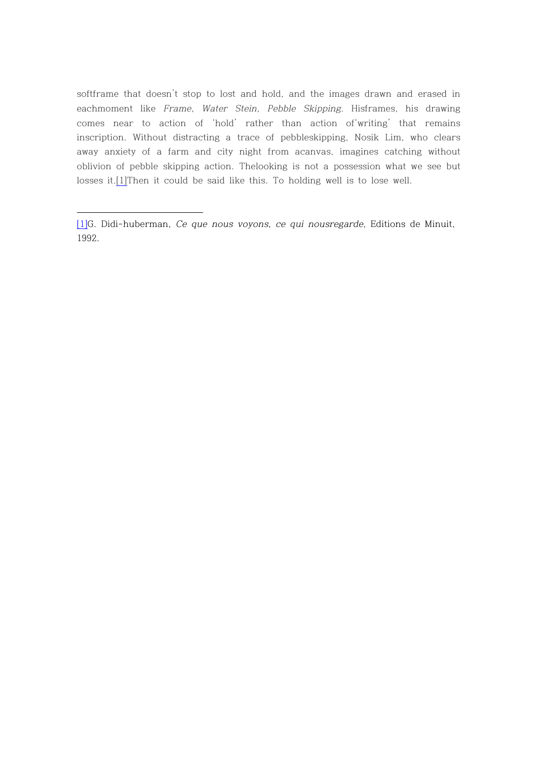softframe that doesn't stop to lost and hold, and the images drawn and erased in eachmoment like *Frame*, *Water Stein*, *Pebble Skipping*. Hisframes, his drawing comes near to action of 'hold' rather than action of'writing' that remains inscription. Without distracting a trace of pebbleskipping, Nosik Lim, who clears away anxiety of a farm and city night from acanvas, imagines catching without oblivion of pebble skipping action. Thelooking is not a possession what we see but losses it.[1]Then it could be said like this. To holding well is to lose well.

---

[1]G. Didi-huberman, *Ce que nous voyons, ce qui nousregarde*, Editions de Minuit, 1992.